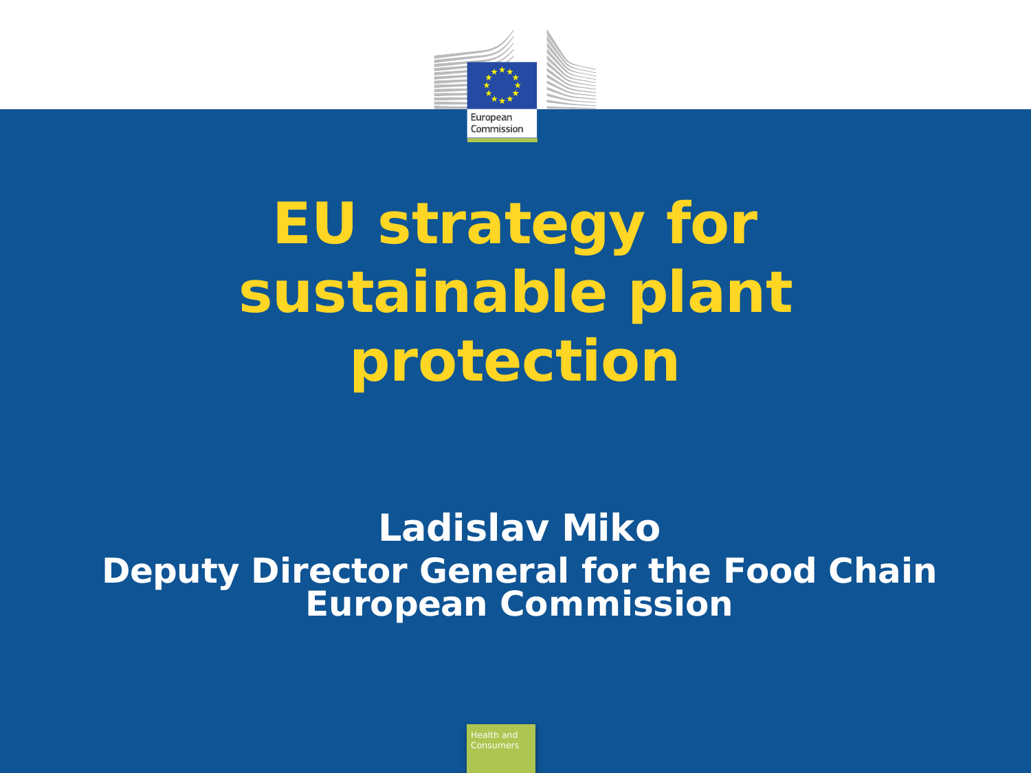# EU strategy for sustainable plant protection

**Ladislav Miko**
**Deputy Director General for the Food Chain**
**European Commission**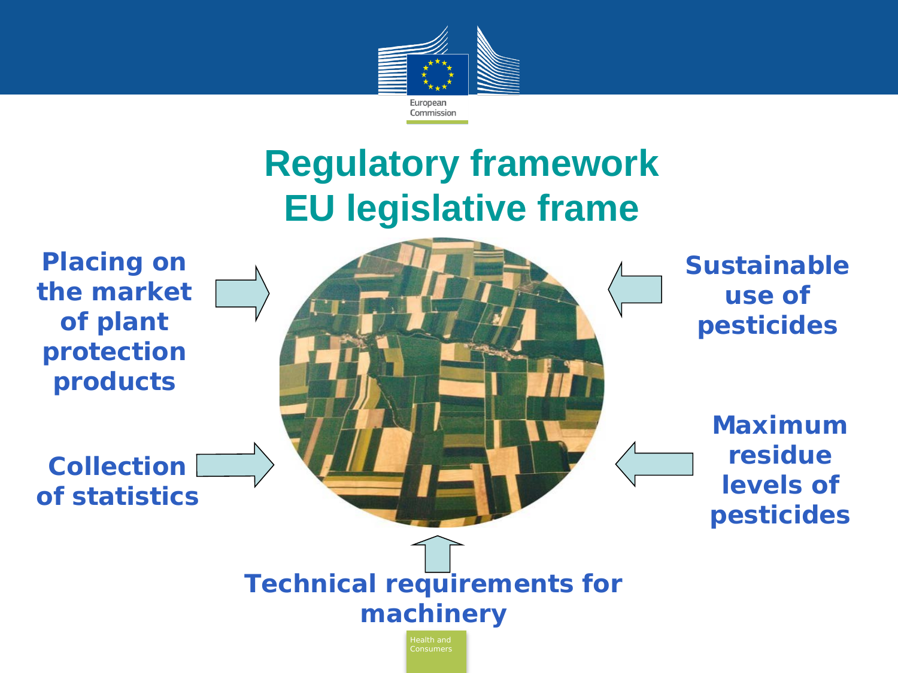# Regulatory framework EU legislative frame

**Placing on the market of plant protection products**

**Collection of statistics**

**Sustainable use of pesticides**

**Maximum residue levels of pesticides**

**Technical requirements for machinery**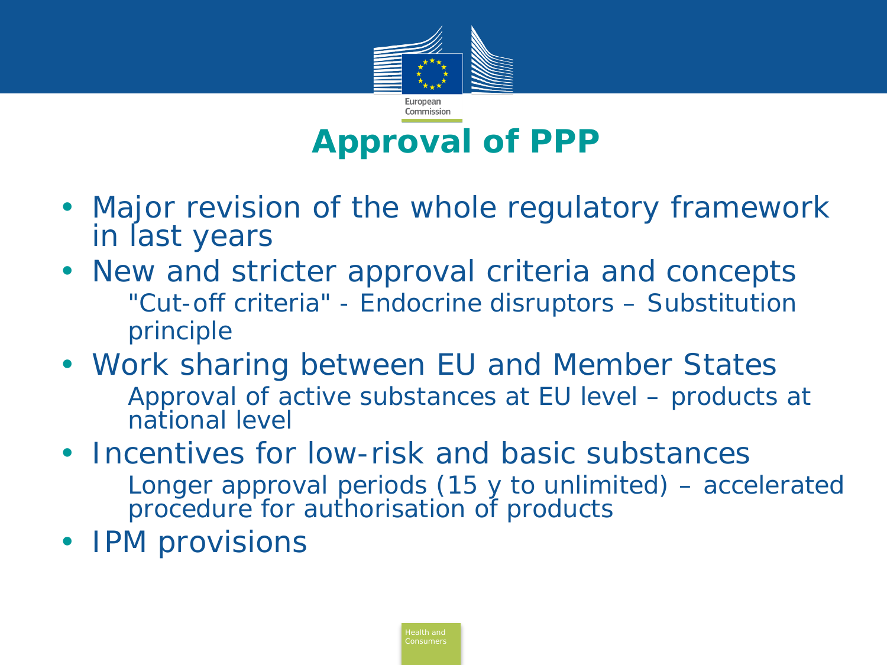# Approval of PPP

- Major revision of the whole regulatory framework in last years
- New and stricter approval criteria and concepts
  - "Cut-off criteria" - Endocrine disruptors – Substitution principle
- Work sharing between EU and Member States
  - Approval of active substances at EU level – products at national level
- Incentives for low-risk and basic substances
  - Longer approval periods (15 y to unlimited) – accelerated procedure for authorisation of products
- IPM provisions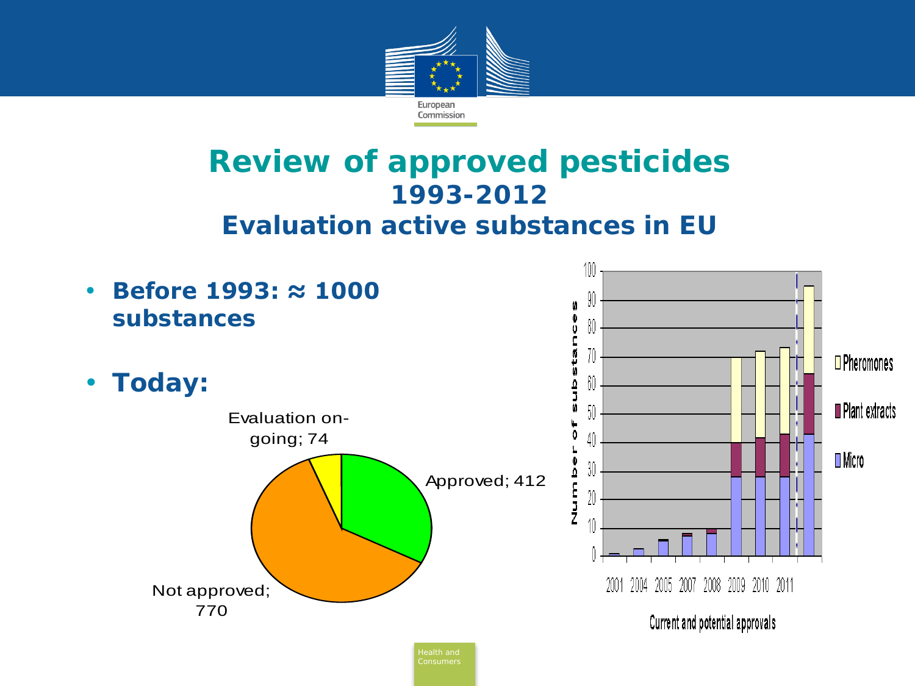# Review of approved pesticides

## 1993-2012

## Evaluation active substances in EU

- **Before 1993: ≈ 1000 substances**
- **Today:**

Evaluation on-going; 74

Approved; 412

Not approved; 770

Number of substances

Pheromones

Plant extracts

Micro

2001 2004 2005 2007 2008 2009 2010 2011

Current and potential approvals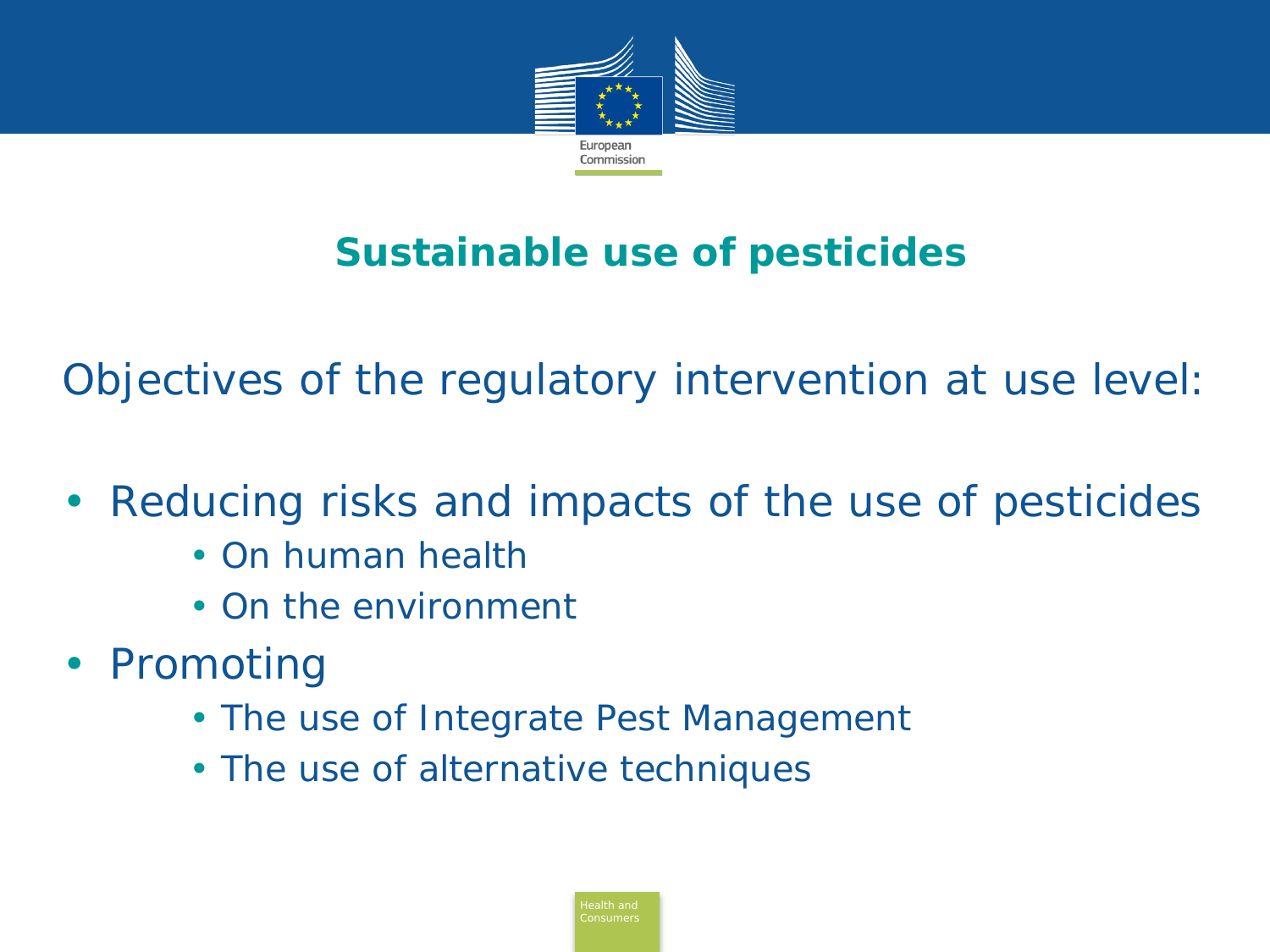# Sustainable use of pesticides

Objectives of the regulatory intervention at use level:

- Reducing risks and impacts of the use of pesticides
    - On human health
    - On the environment
- Promoting
    - The use of Integrate Pest Management
    - The use of alternative techniques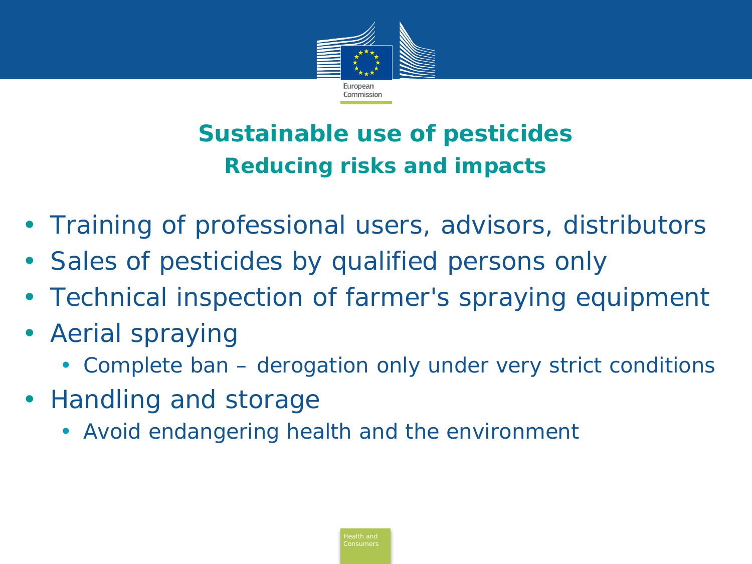## Sustainable use of pesticides

### Reducing risks and impacts

- Training of professional users, advisors, distributors
- Sales of pesticides by qualified persons only
- Technical inspection of farmer's spraying equipment
- Aerial spraying
  - Complete ban – derogation only under very strict conditions
- Handling and storage
  - Avoid endangering health and the environment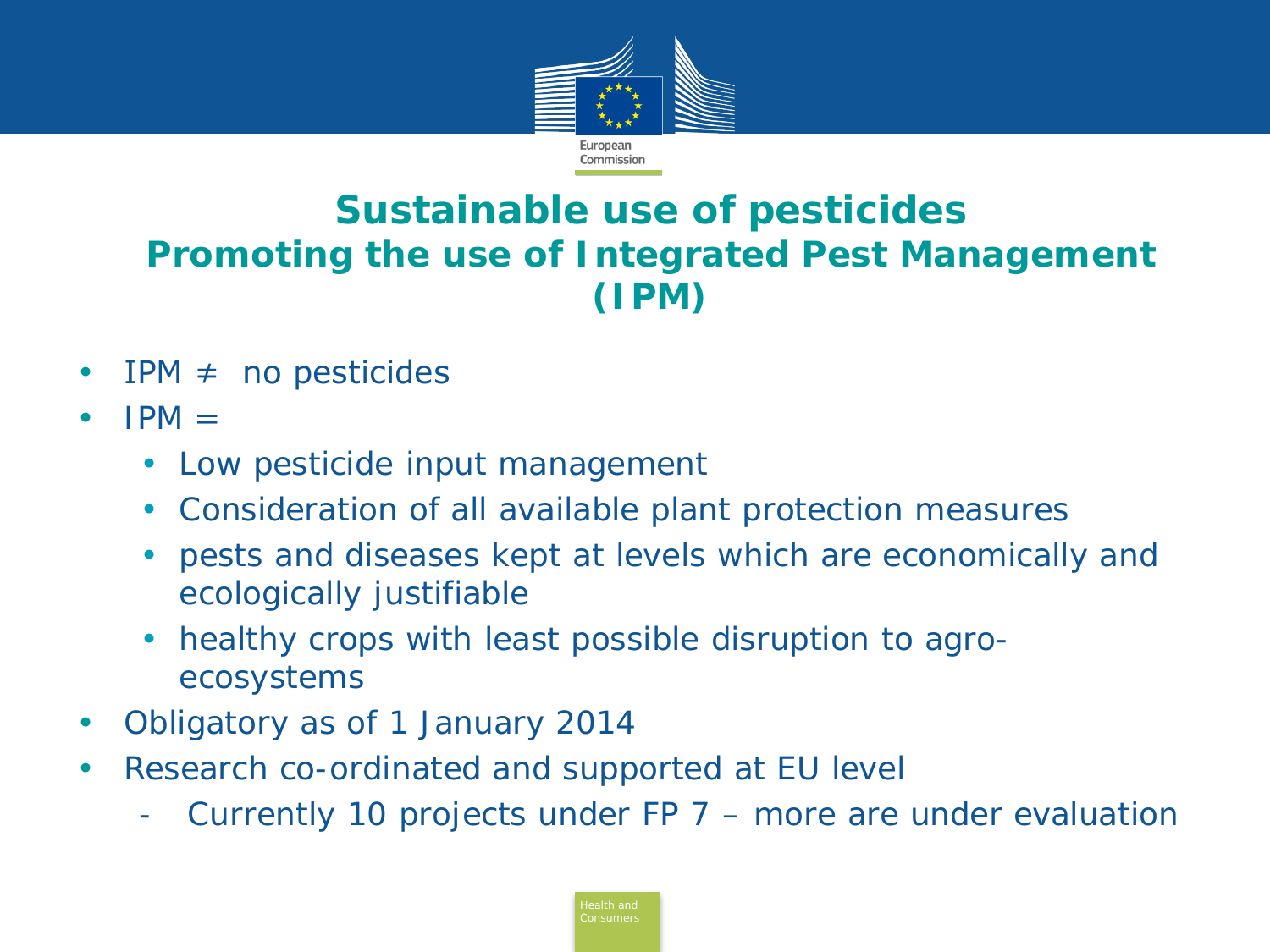# Sustainable use of pesticides
## Promoting the use of Integrated Pest Management (IPM)

- IPM ≠ no pesticides
- IPM =
  - Low pesticide input management
  - Consideration of all available plant protection measures
  - pests and diseases kept at levels which are economically and ecologically justifiable
  - healthy crops with least possible disruption to agro-ecosystems
- Obligatory as of 1 January 2014
- Research co-ordinated and supported at EU level
  - Currently 10 projects under FP 7 – more are under evaluation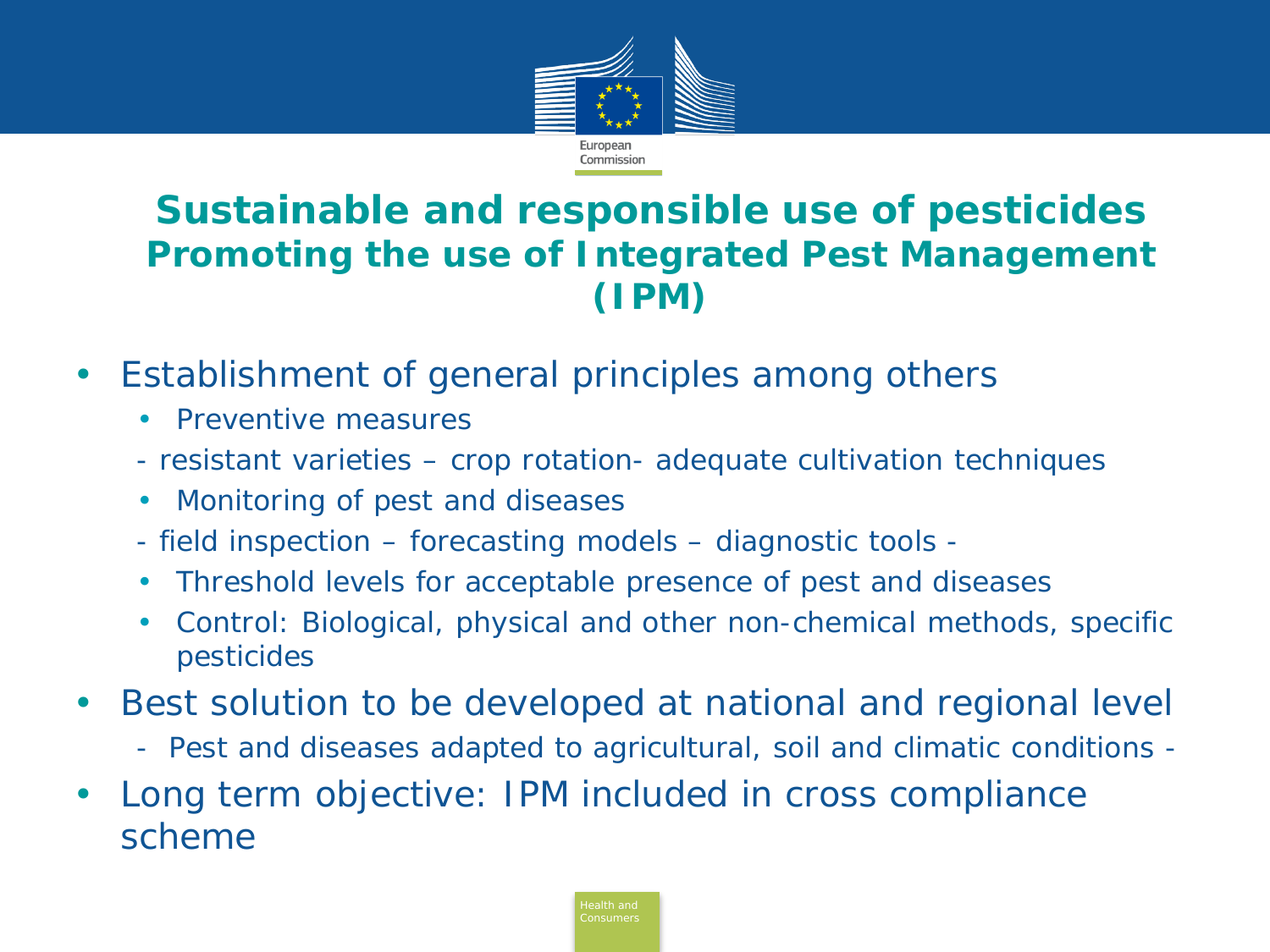# Sustainable and responsible use of pesticides

## Promoting the use of Integrated Pest Management (IPM)

- Establishment of general principles among others
  - Preventive measures
  - resistant varieties – crop rotation- adequate cultivation techniques
  - Monitoring of pest and diseases
  - field inspection – forecasting models – diagnostic tools -
  - Threshold levels for acceptable presence of pest and diseases
  - Control: Biological, physical and other non-chemical methods, specific pesticides
- Best solution to be developed at national and regional level
  - Pest and diseases adapted to agricultural, soil and climatic conditions -
- Long term objective: IPM included in cross compliance scheme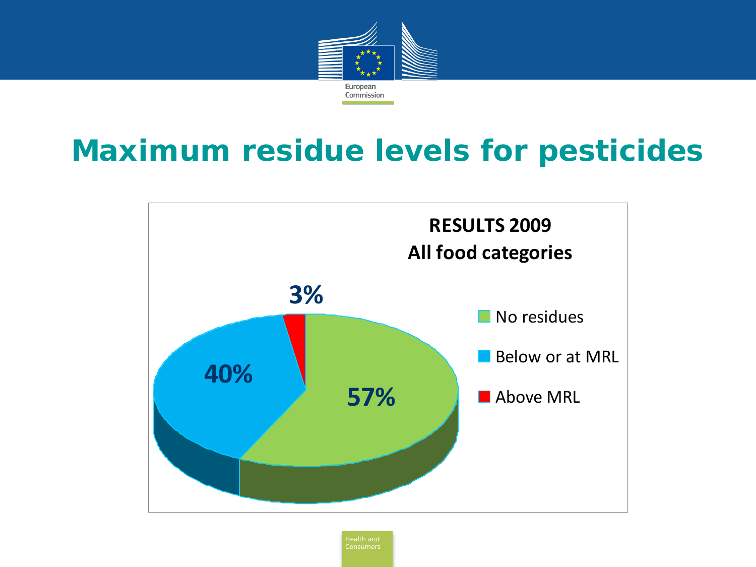# Maximum residue levels for pesticides

**RESULTS 2009**
**All food categories**

- No residues: 57%
- Below or at MRL: 40%
- Above MRL: 3%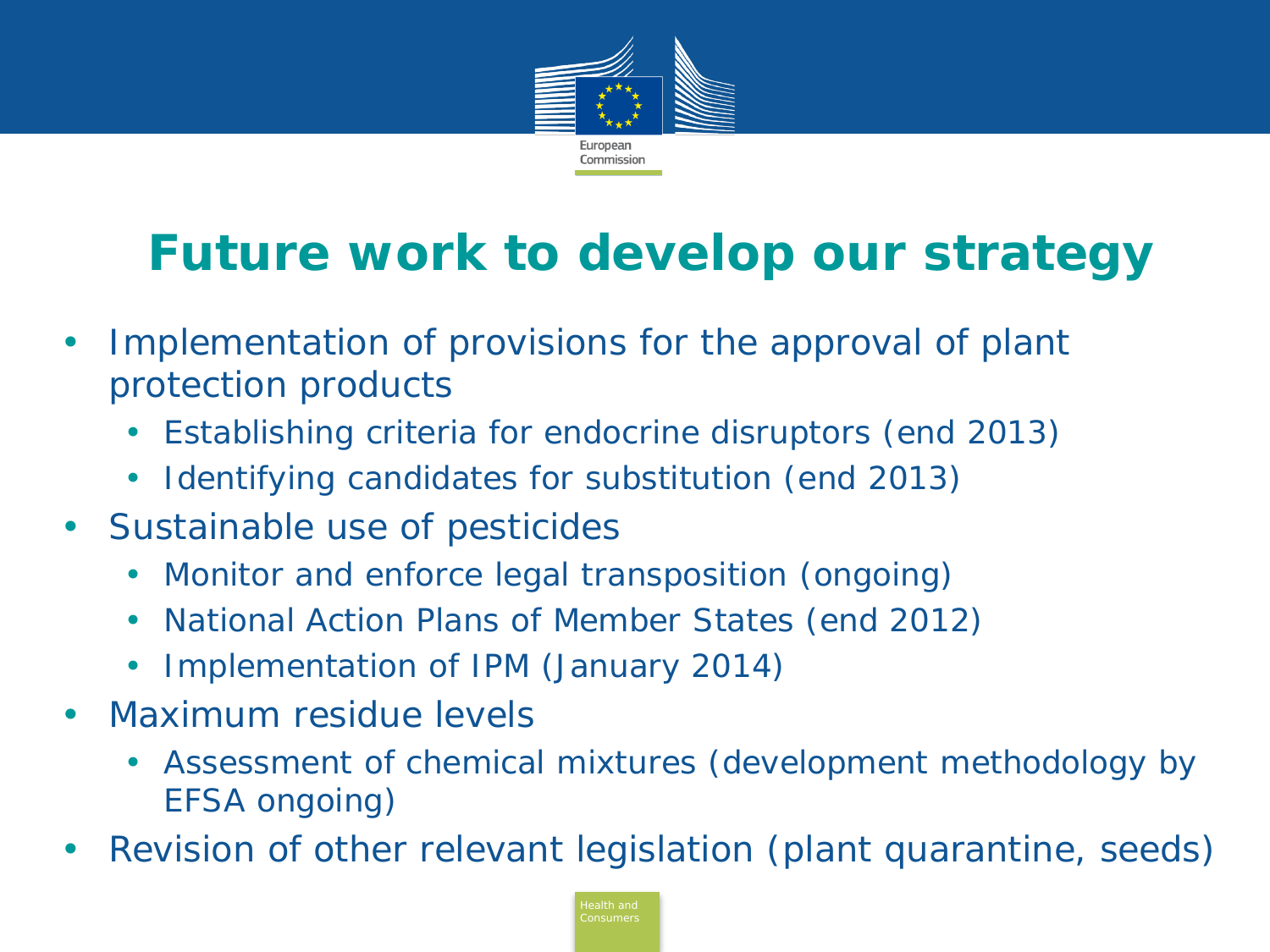# Future work to develop our strategy

- Implementation of provisions for the approval of plant protection products
  - Establishing criteria for endocrine disruptors (end 2013)
  - Identifying candidates for substitution (end 2013)
- Sustainable use of pesticides
  - Monitor and enforce legal transposition (ongoing)
  - National Action Plans of Member States (end 2012)
  - Implementation of IPM (January 2014)
- Maximum residue levels
  - Assessment of chemical mixtures (development methodology by EFSA ongoing)
- Revision of other relevant legislation (plant quarantine, seeds)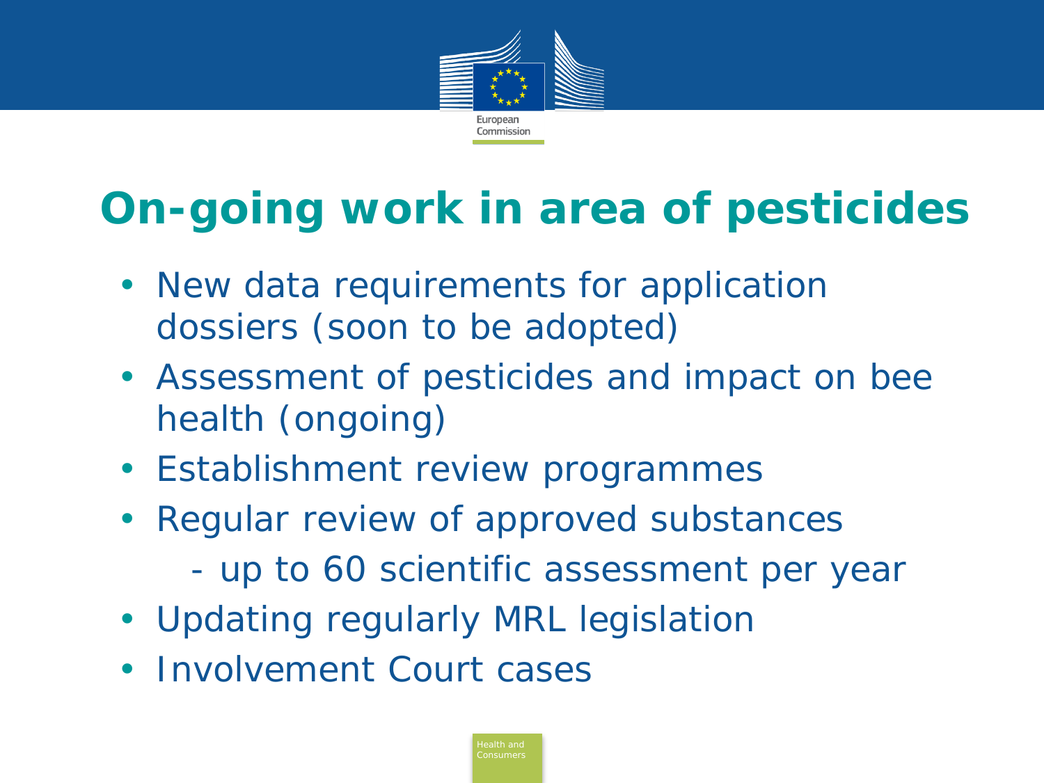# On-going work in area of pesticides

- New data requirements for application dossiers (soon to be adopted)
- Assessment of pesticides and impact on bee health (ongoing)
- Establishment review programmes
- Regular review of approved substances
  - up to 60 scientific assessment per year
- Updating regularly MRL legislation
- Involvement Court cases